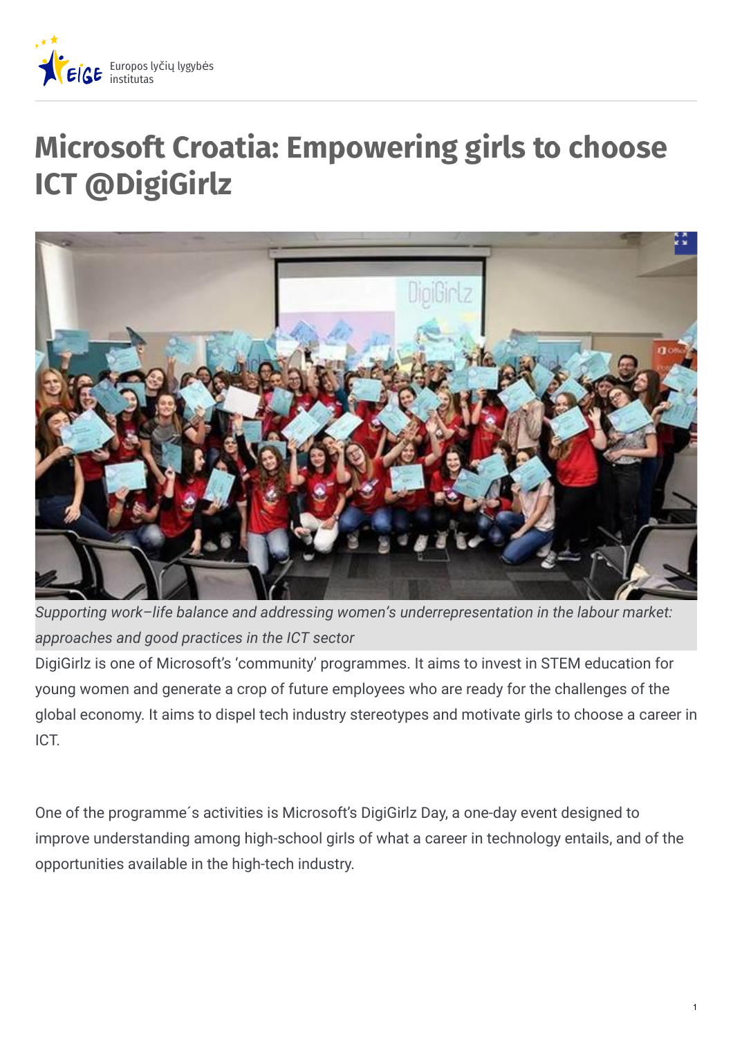# Microsoft Croatia: Empowering girls to choose ICT @DigiGirlz

*Supporting work–life balance and addressing women's underrepresentation in the labour market: approaches and good practices in the ICT sector*

DigiGirlz is one of Microsoft's 'community' programmes. It aims to invest in STEM education for young women and generate a crop of future employees who are ready for the challenges of the global economy. It aims to dispel tech industry stereotypes and motivate girls to choose a career in ICT.

One of the programme´s activities is Microsoft's DigiGirlz Day, a one-day event designed to improve understanding among high-school girls of what a career in technology entails, and of the opportunities available in the high-tech industry.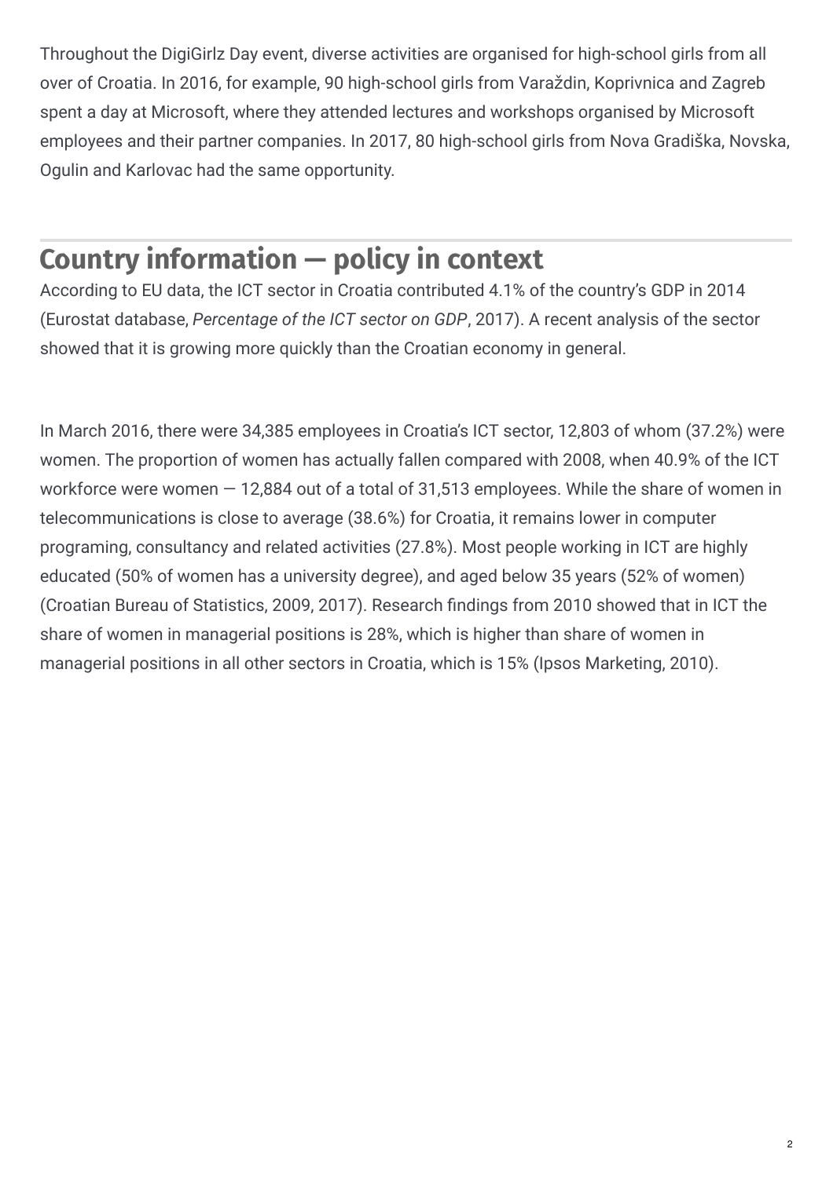Throughout the DigiGirlz Day event, diverse activities are organised for high-school girls from all over of Croatia. In 2016, for example, 90 high-school girls from Varaždin, Koprivnica and Zagreb spent a day at Microsoft, where they attended lectures and workshops organised by Microsoft employees and their partner companies. In 2017, 80 high-school girls from Nova Gradiška, Novska, Ogulin and Karlovac had the same opportunity.

## Country information — policy in context

According to EU data, the ICT sector in Croatia contributed 4.1% of the country's GDP in 2014 (Eurostat database, *Percentage of the ICT sector on GDP*, 2017). A recent analysis of the sector showed that it is growing more quickly than the Croatian economy in general.

In March 2016, there were 34,385 employees in Croatia's ICT sector, 12,803 of whom (37.2%) were women. The proportion of women has actually fallen compared with 2008, when 40.9% of the ICT workforce were women — 12,884 out of a total of 31,513 employees. While the share of women in telecommunications is close to average (38.6%) for Croatia, it remains lower in computer programing, consultancy and related activities (27.8%). Most people working in ICT are highly educated (50% of women has a university degree), and aged below 35 years (52% of women) (Croatian Bureau of Statistics, 2009, 2017). Research findings from 2010 showed that in ICT the share of women in managerial positions is 28%, which is higher than share of women in managerial positions in all other sectors in Croatia, which is 15% (Ipsos Marketing, 2010).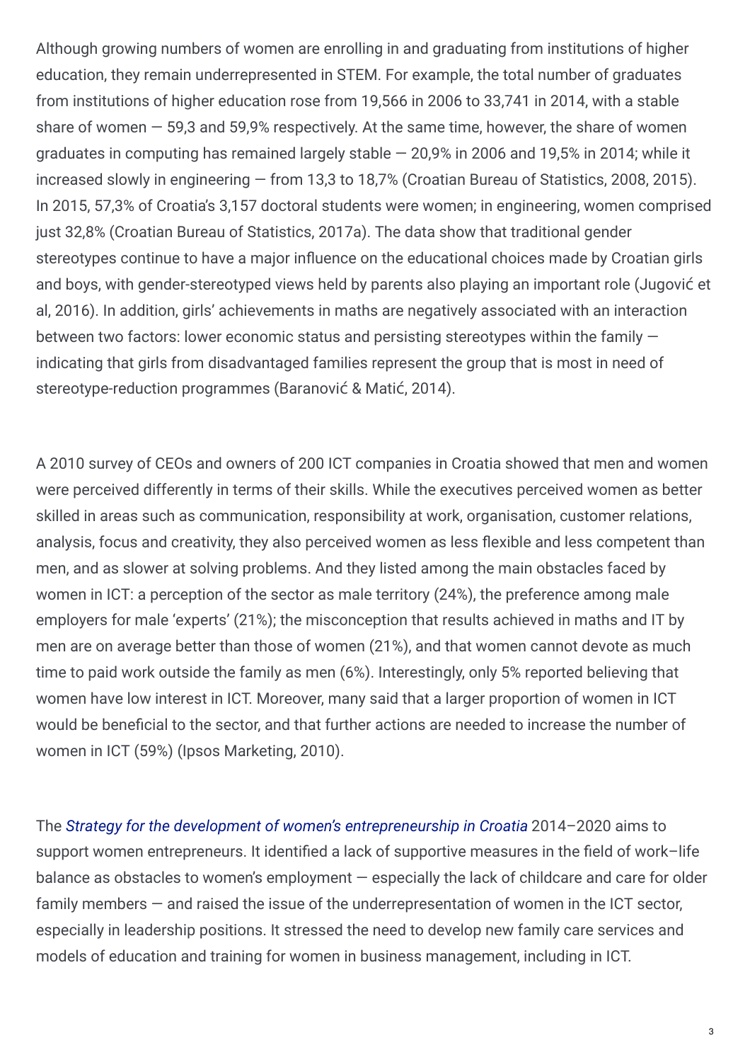Although growing numbers of women are enrolling in and graduating from institutions of higher education, they remain underrepresented in STEM. For example, the total number of graduates from institutions of higher education rose from 19,566 in 2006 to 33,741 in 2014, with a stable share of women — 59,3 and 59,9% respectively. At the same time, however, the share of women graduates in computing has remained largely stable — 20,9% in 2006 and 19,5% in 2014; while it increased slowly in engineering — from 13,3 to 18,7% (Croatian Bureau of Statistics, 2008, 2015). In 2015, 57,3% of Croatia's 3,157 doctoral students were women; in engineering, women comprised just 32,8% (Croatian Bureau of Statistics, 2017a). The data show that traditional gender stereotypes continue to have a major influence on the educational choices made by Croatian girls and boys, with gender-stereotyped views held by parents also playing an important role (Jugović et al, 2016). In addition, girls' achievements in maths are negatively associated with an interaction between two factors: lower economic status and persisting stereotypes within the family — indicating that girls from disadvantaged families represent the group that is most in need of stereotype-reduction programmes (Baranović & Matić, 2014).

A 2010 survey of CEOs and owners of 200 ICT companies in Croatia showed that men and women were perceived differently in terms of their skills. While the executives perceived women as better skilled in areas such as communication, responsibility at work, organisation, customer relations, analysis, focus and creativity, they also perceived women as less flexible and less competent than men, and as slower at solving problems. And they listed among the main obstacles faced by women in ICT: a perception of the sector as male territory (24%), the preference among male employers for male 'experts' (21%); the misconception that results achieved in maths and IT by men are on average better than those of women (21%), and that women cannot devote as much time to paid work outside the family as men (6%). Interestingly, only 5% reported believing that women have low interest in ICT. Moreover, many said that a larger proportion of women in ICT would be beneficial to the sector, and that further actions are needed to increase the number of women in ICT (59%) (Ipsos Marketing, 2010).

The *Strategy for the development of women's entrepreneurship in Croatia* 2014–2020 aims to support women entrepreneurs. It identified a lack of supportive measures in the field of work–life balance as obstacles to women's employment — especially the lack of childcare and care for older family members — and raised the issue of the underrepresentation of women in the ICT sector, especially in leadership positions. It stressed the need to develop new family care services and models of education and training for women in business management, including in ICT.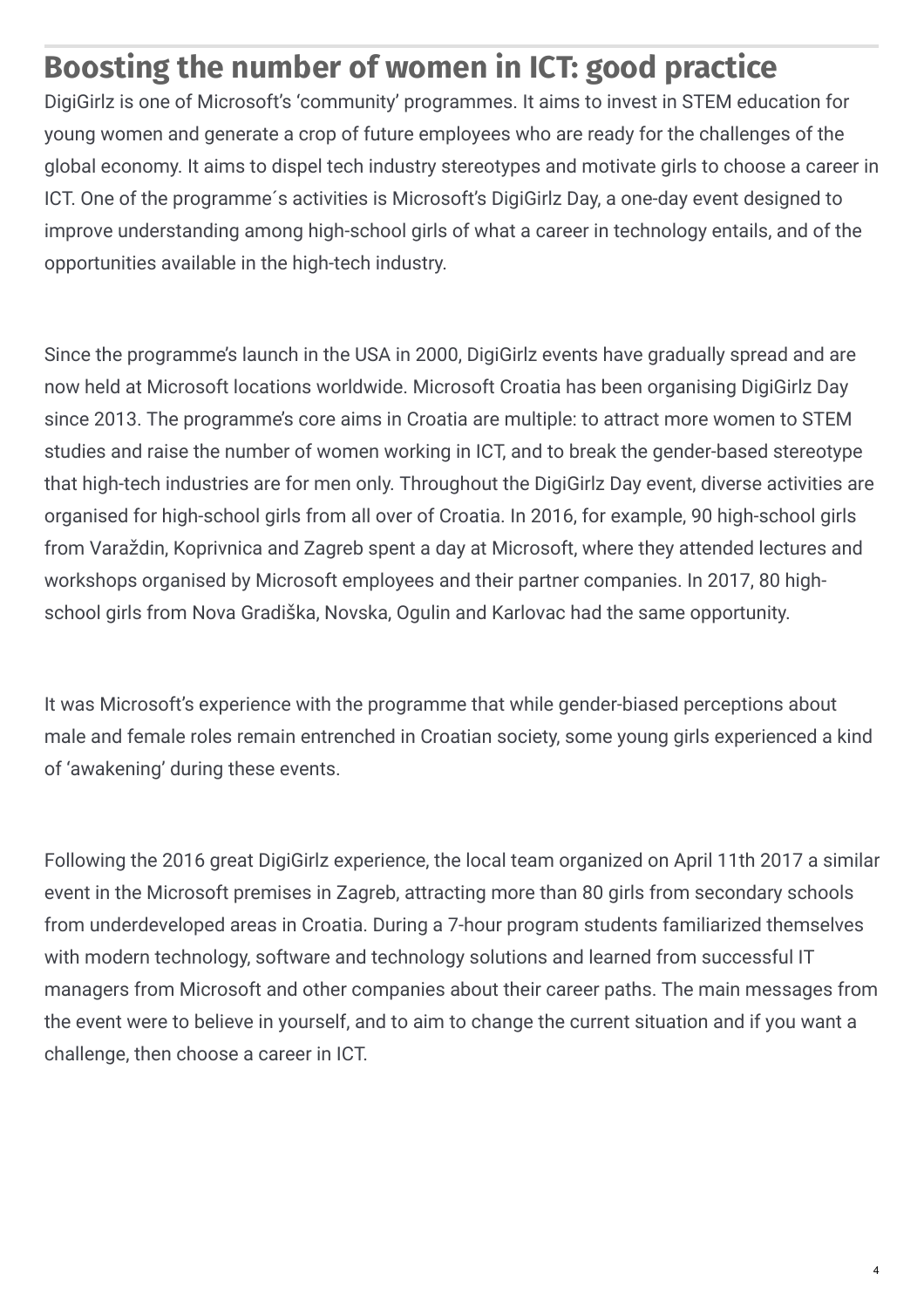## Boosting the number of women in ICT: good practice

DigiGirlz is one of Microsoft's 'community' programmes. It aims to invest in STEM education for young women and generate a crop of future employees who are ready for the challenges of the global economy. It aims to dispel tech industry stereotypes and motivate girls to choose a career in ICT. One of the programme´s activities is Microsoft's DigiGirlz Day, a one-day event designed to improve understanding among high-school girls of what a career in technology entails, and of the opportunities available in the high-tech industry.

Since the programme's launch in the USA in 2000, DigiGirlz events have gradually spread and are now held at Microsoft locations worldwide. Microsoft Croatia has been organising DigiGirlz Day since 2013. The programme's core aims in Croatia are multiple: to attract more women to STEM studies and raise the number of women working in ICT, and to break the gender-based stereotype that high-tech industries are for men only. Throughout the DigiGirlz Day event, diverse activities are organised for high-school girls from all over of Croatia. In 2016, for example, 90 high-school girls from Varaždin, Koprivnica and Zagreb spent a day at Microsoft, where they attended lectures and workshops organised by Microsoft employees and their partner companies. In 2017, 80 high-school girls from Nova Gradiška, Novska, Ogulin and Karlovac had the same opportunity.

It was Microsoft's experience with the programme that while gender-biased perceptions about male and female roles remain entrenched in Croatian society, some young girls experienced a kind of 'awakening' during these events.

Following the 2016 great DigiGirlz experience, the local team organized on April 11th 2017 a similar event in the Microsoft premises in Zagreb, attracting more than 80 girls from secondary schools from underdeveloped areas in Croatia. During a 7-hour program students familiarized themselves with modern technology, software and technology solutions and learned from successful IT managers from Microsoft and other companies about their career paths. The main messages from the event were to believe in yourself, and to aim to change the current situation and if you want a challenge, then choose a career in ICT.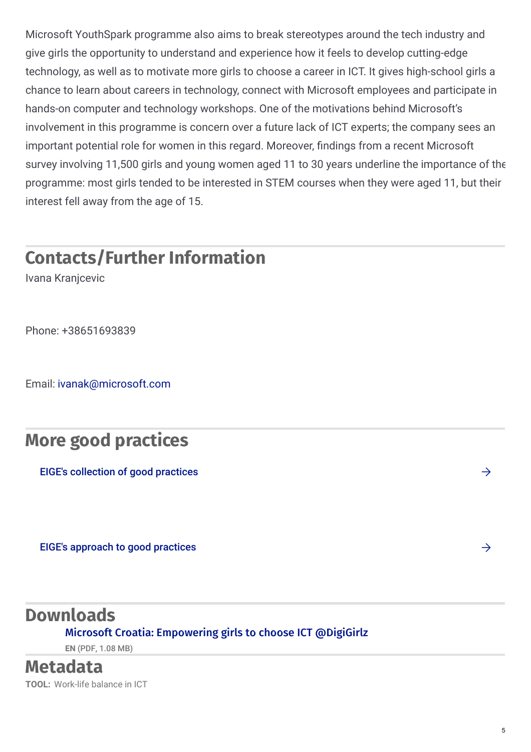Microsoft YouthSpark programme also aims to break stereotypes around the tech industry and give girls the opportunity to understand and experience how it feels to develop cutting-edge technology, as well as to motivate more girls to choose a career in ICT. It gives high-school girls a chance to learn about careers in technology, connect with Microsoft employees and participate in hands-on computer and technology workshops. One of the motivations behind Microsoft's involvement in this programme is concern over a future lack of ICT experts; the company sees an important potential role for women in this regard. Moreover, findings from a recent Microsoft survey involving 11,500 girls and young women aged 11 to 30 years underline the importance of the programme: most girls tended to be interested in STEM courses when they were aged 11, but their interest fell away from the age of 15.

## Contacts/Further Information

Ivana Kranjcevic

Phone: +38651693839

Email: ivanak@microsoft.com

## More good practices

EIGE's collection of good practices →

EIGE's approach to good practices →

## Downloads

Microsoft Croatia: Empowering girls to choose ICT @DigiGirlz

**EN** (PDF, 1.08 MB)

## Metadata

**TOOL:** Work-life balance in ICT